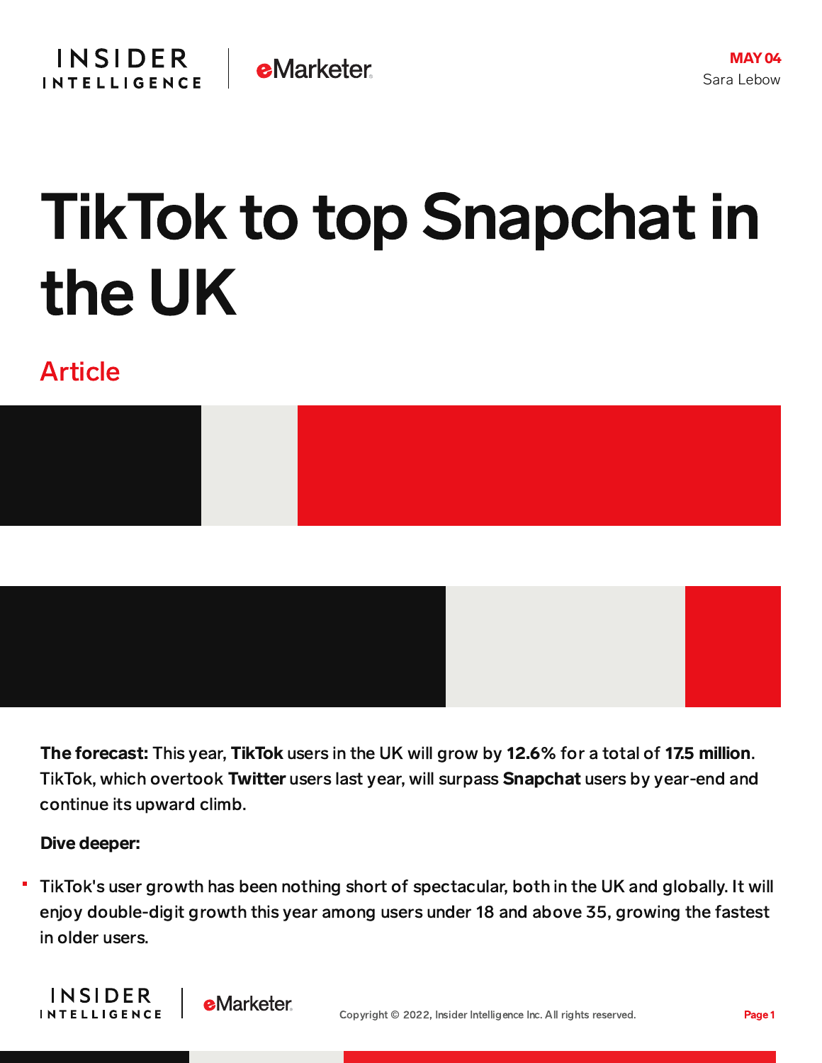MAY 04
Sara Lebow

# TikTok to top Snapchat in the UK

## Article

**The forecast:** This year, **TikTok** users in the UK will grow by **12.6%** for a total of **17.5 million**. TikTok, which overtook **Twitter** users last year, will surpass **Snapchat** users by year-end and continue its upward climb.

**Dive deeper:**

- TikTok's user growth has been nothing short of spectacular, both in the UK and globally. It will enjoy double-digit growth this year among users under 18 and above 35, growing the fastest in older users.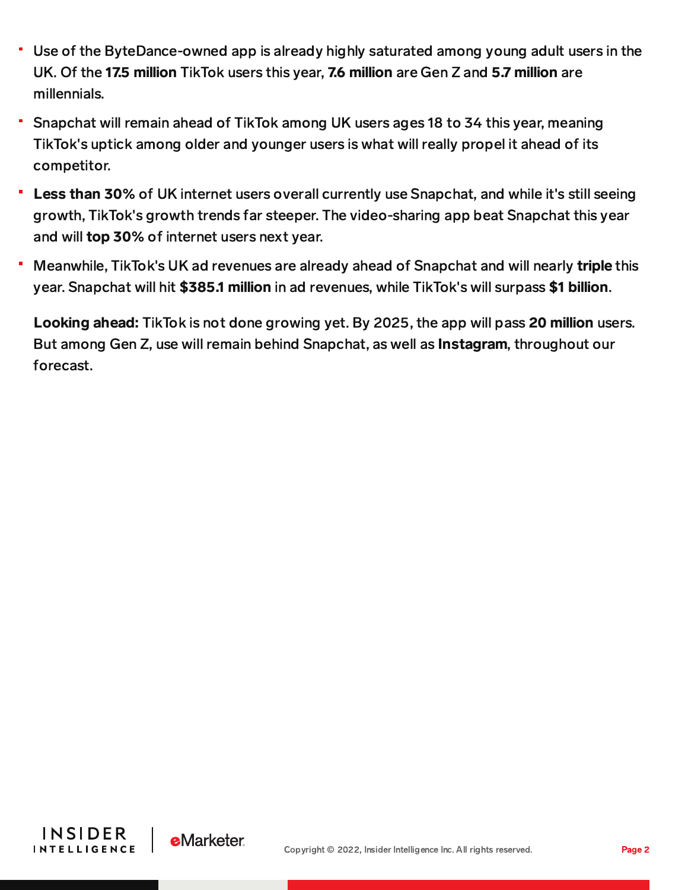- Use of the ByteDance-owned app is already highly saturated among young adult users in the UK. Of the **17.5 million** TikTok users this year, **7.6 million** are Gen Z and **5.7 million** are millennials.
- Snapchat will remain ahead of TikTok among UK users ages 18 to 34 this year, meaning TikTok's uptick among older and younger users is what will really propel it ahead of its competitor.
- **Less than 30%** of UK internet users overall currently use Snapchat, and while it's still seeing growth, TikTok's growth trends far steeper. The video-sharing app beat Snapchat this year and will **top 30%** of internet users next year.
- Meanwhile, TikTok's UK ad revenues are already ahead of Snapchat and will nearly **triple** this year. Snapchat will hit **$385.1 million** in ad revenues, while TikTok's will surpass **$1 billion**.

**Looking ahead:** TikTok is not done growing yet. By 2025, the app will pass **20 million** users. But among Gen Z, use will remain behind Snapchat, as well as **Instagram**, throughout our forecast.